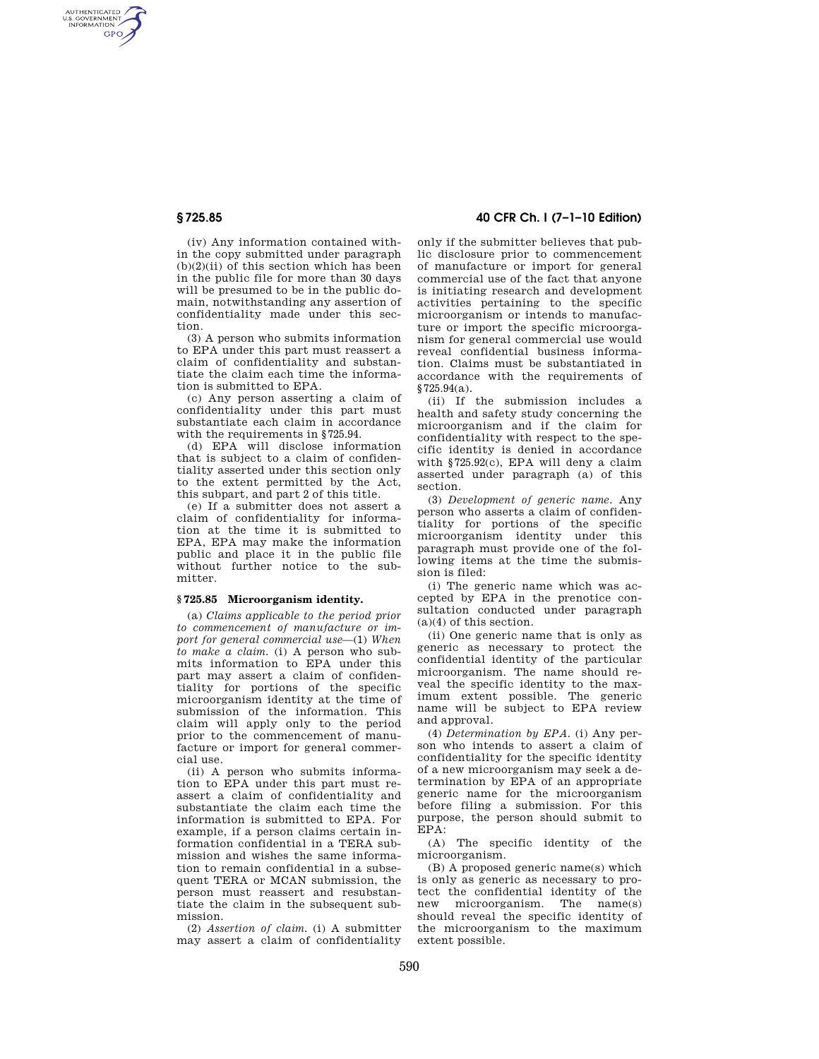(iv) Any information contained within the copy submitted under paragraph (b)(2)(ii) of this section which has been in the public file for more than 30 days will be presumed to be in the public domain, notwithstanding any assertion of confidentiality made under this section.

(3) A person who submits information to EPA under this part must reassert a claim of confidentiality and substantiate the claim each time the information is submitted to EPA.

(c) Any person asserting a claim of confidentiality under this part must substantiate each claim in accordance with the requirements in §725.94.

(d) EPA will disclose information that is subject to a claim of confidentiality asserted under this section only to the extent permitted by the Act, this subpart, and part 2 of this title.

(e) If a submitter does not assert a claim of confidentiality for information at the time it is submitted to EPA, EPA may make the information public and place it in the public file without further notice to the submitter.

### § 725.85 Microorganism identity.

(a) *Claims applicable to the period prior to commencement of manufacture or import for general commercial use*—(1) *When to make a claim.* (i) A person who submits information to EPA under this part may assert a claim of confidentiality for portions of the specific microorganism identity at the time of submission of the information. This claim will apply only to the period prior to the commencement of manufacture or import for general commercial use.

(ii) A person who submits information to EPA under this part must reassert a claim of confidentiality and substantiate the claim each time the information is submitted to EPA. For example, if a person claims certain information confidential in a TERA submission and wishes the same information to remain confidential in a subsequent TERA or MCAN submission, the person must reassert and resubstantiate the claim in the subsequent submission.

(2) *Assertion of claim.* (i) A submitter may assert a claim of confidentiality only if the submitter believes that public disclosure prior to commencement of manufacture or import for general commercial use of the fact that anyone is initiating research and development activities pertaining to the specific microorganism or intends to manufacture or import the specific microorganism for general commercial use would reveal confidential business information. Claims must be substantiated in accordance with the requirements of §725.94(a).

(ii) If the submission includes a health and safety study concerning the microorganism and if the claim for confidentiality with respect to the specific identity is denied in accordance with §725.92(c), EPA will deny a claim asserted under paragraph (a) of this section.

(3) *Development of generic name.* Any person who asserts a claim of confidentiality for portions of the specific microorganism identity under this paragraph must provide one of the following items at the time the submission is filed:

(i) The generic name which was accepted by EPA in the prenotice consultation conducted under paragraph (a)(4) of this section.

(ii) One generic name that is only as generic as necessary to protect the confidential identity of the particular microorganism. The name should reveal the specific identity to the maximum extent possible. The generic name will be subject to EPA review and approval.

(4) *Determination by EPA.* (i) Any person who intends to assert a claim of confidentiality for the specific identity of a new microorganism may seek a determination by EPA of an appropriate generic name for the microorganism before filing a submission. For this purpose, the person should submit to EPA:

(A) The specific identity of the microorganism.

(B) A proposed generic name(s) which is only as generic as necessary to protect the confidential identity of the new microorganism. The name(s) should reveal the specific identity of the microorganism to the maximum extent possible.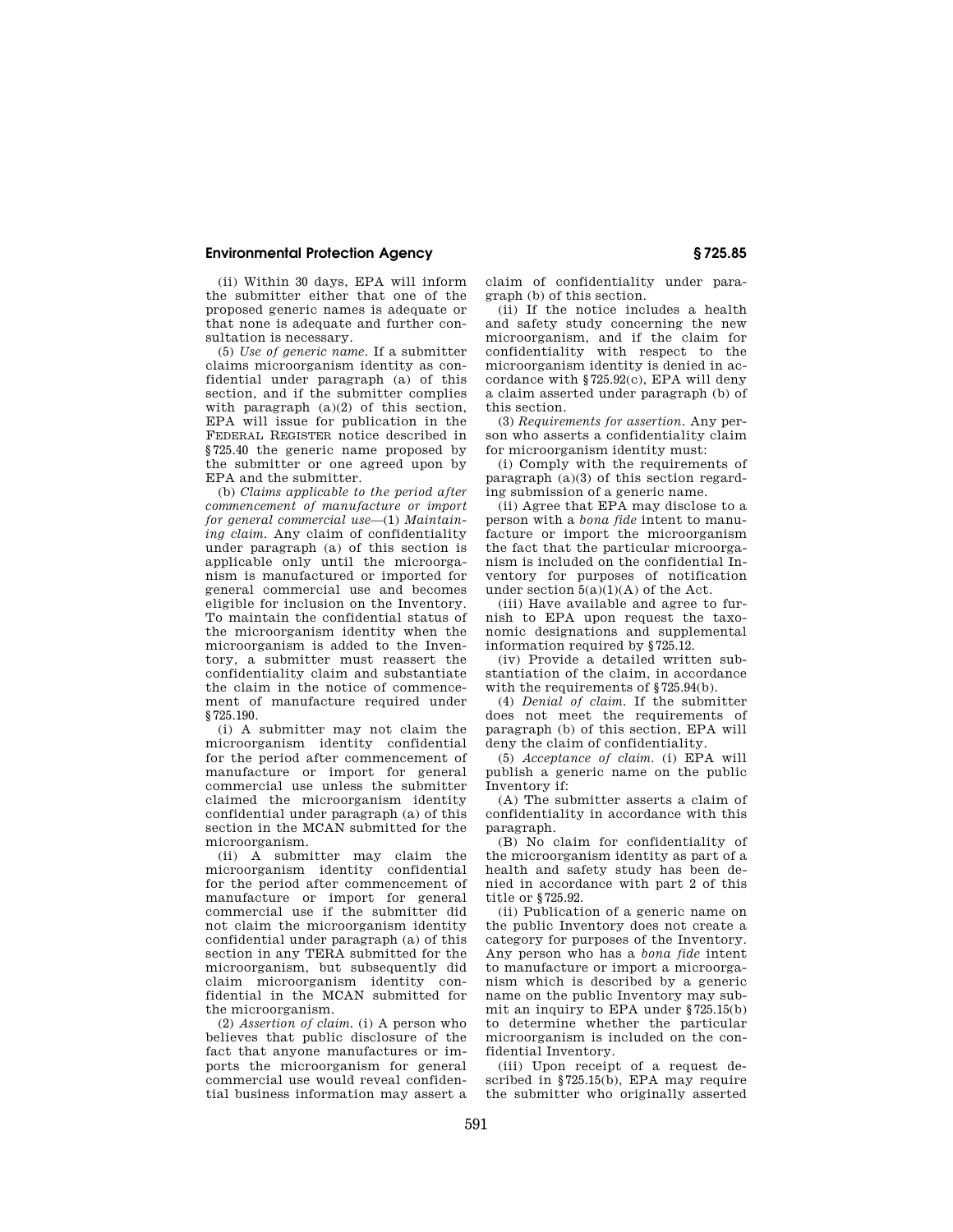(ii) Within 30 days, EPA will inform the submitter either that one of the proposed generic names is adequate or that none is adequate and further consultation is necessary.

(5) *Use of generic name.* If a submitter claims microorganism identity as confidential under paragraph (a) of this section, and if the submitter complies with paragraph (a)(2) of this section, EPA will issue for publication in the FEDERAL REGISTER notice described in §725.40 the generic name proposed by the submitter or one agreed upon by EPA and the submitter.

(b) *Claims applicable to the period after commencement of manufacture or import for general commercial use*—(1) *Maintaining claim.* Any claim of confidentiality under paragraph (a) of this section is applicable only until the microorganism is manufactured or imported for general commercial use and becomes eligible for inclusion on the Inventory. To maintain the confidential status of the microorganism identity when the microorganism is added to the Inventory, a submitter must reassert the confidentiality claim and substantiate the claim in the notice of commencement of manufacture required under §725.190.

(i) A submitter may not claim the microorganism identity confidential for the period after commencement of manufacture or import for general commercial use unless the submitter claimed the microorganism identity confidential under paragraph (a) of this section in the MCAN submitted for the microorganism.

(ii) A submitter may claim the microorganism identity confidential for the period after commencement of manufacture or import for general commercial use if the submitter did not claim the microorganism identity confidential under paragraph (a) of this section in any TERA submitted for the microorganism, but subsequently did claim microorganism identity confidential in the MCAN submitted for the microorganism.

(2) *Assertion of claim.* (i) A person who believes that public disclosure of the fact that anyone manufactures or imports the microorganism for general commercial use would reveal confidential business information may assert a claim of confidentiality under paragraph (b) of this section.

(ii) If the notice includes a health and safety study concerning the new microorganism, and if the claim for confidentiality with respect to the microorganism identity is denied in accordance with §725.92(c), EPA will deny a claim asserted under paragraph (b) of this section.

(3) *Requirements for assertion.* Any person who asserts a confidentiality claim for microorganism identity must:

(i) Comply with the requirements of paragraph (a)(3) of this section regarding submission of a generic name.

(ii) Agree that EPA may disclose to a person with a *bona fide* intent to manufacture or import the microorganism the fact that the particular microorganism is included on the confidential Inventory for purposes of notification under section 5(a)(1)(A) of the Act.

(iii) Have available and agree to furnish to EPA upon request the taxonomic designations and supplemental information required by §725.12.

(iv) Provide a detailed written substantiation of the claim, in accordance with the requirements of §725.94(b).

(4) *Denial of claim.* If the submitter does not meet the requirements of paragraph (b) of this section, EPA will deny the claim of confidentiality.

(5) *Acceptance of claim.* (i) EPA will publish a generic name on the public Inventory if:

(A) The submitter asserts a claim of confidentiality in accordance with this paragraph.

(B) No claim for confidentiality of the microorganism identity as part of a health and safety study has been denied in accordance with part 2 of this title or §725.92.

(ii) Publication of a generic name on the public Inventory does not create a category for purposes of the Inventory. Any person who has a *bona fide* intent to manufacture or import a microorganism which is described by a generic name on the public Inventory may submit an inquiry to EPA under §725.15(b) to determine whether the particular microorganism is included on the confidential Inventory.

(iii) Upon receipt of a request described in §725.15(b), EPA may require the submitter who originally asserted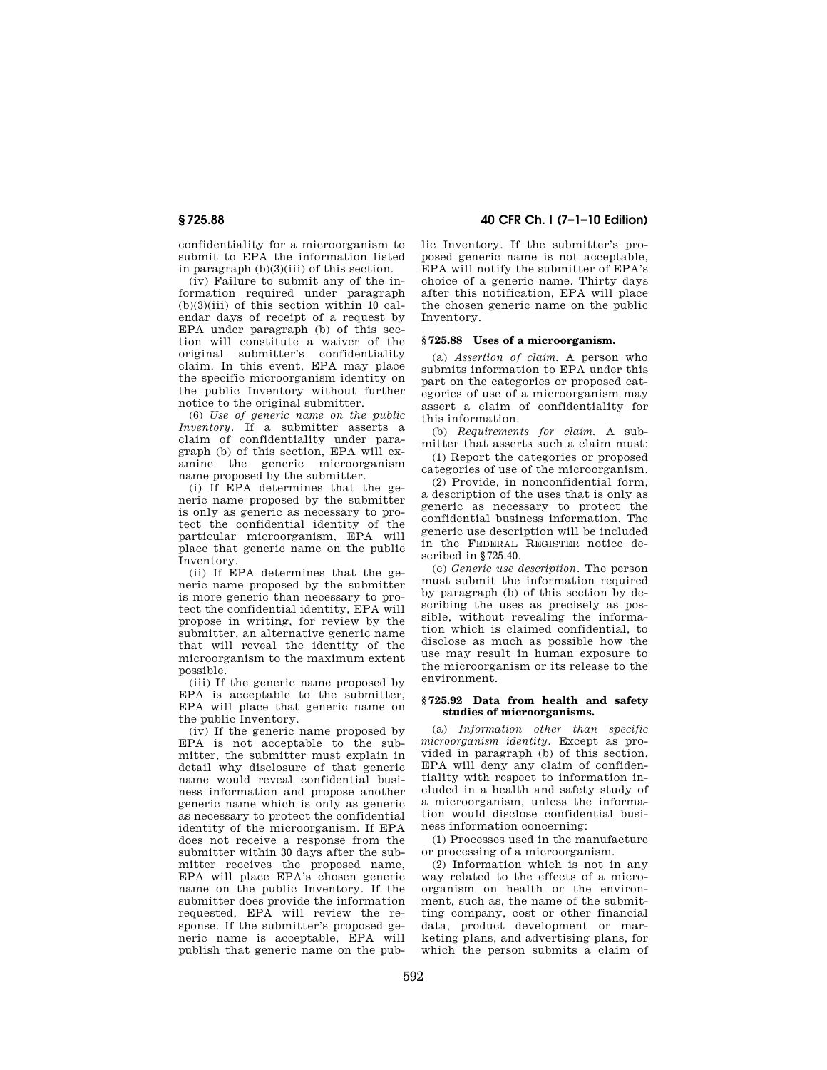confidentiality for a microorganism to submit to EPA the information listed in paragraph (b)(3)(iii) of this section.

(iv) Failure to submit any of the information required under paragraph (b)(3)(iii) of this section within 10 calendar days of receipt of a request by EPA under paragraph (b) of this section will constitute a waiver of the original submitter's confidentiality claim. In this event, EPA may place the specific microorganism identity on the public Inventory without further notice to the original submitter.

(6) *Use of generic name on the public Inventory*. If a submitter asserts a claim of confidentiality under paragraph (b) of this section, EPA will examine the generic microorganism name proposed by the submitter.

(i) If EPA determines that the generic name proposed by the submitter is only as generic as necessary to protect the confidential identity of the particular microorganism, EPA will place that generic name on the public Inventory.

(ii) If EPA determines that the generic name proposed by the submitter is more generic than necessary to protect the confidential identity, EPA will propose in writing, for review by the submitter, an alternative generic name that will reveal the identity of the microorganism to the maximum extent possible.

(iii) If the generic name proposed by EPA is acceptable to the submitter, EPA will place that generic name on the public Inventory.

(iv) If the generic name proposed by EPA is not acceptable to the submitter, the submitter must explain in detail why disclosure of that generic name would reveal confidential business information and propose another generic name which is only as generic as necessary to protect the confidential identity of the microorganism. If EPA does not receive a response from the submitter within 30 days after the submitter receives the proposed name, EPA will place EPA's chosen generic name on the public Inventory. If the submitter does provide the information requested, EPA will review the response. If the submitter's proposed generic name is acceptable, EPA will publish that generic name on the public Inventory. If the submitter's proposed generic name is not acceptable, EPA will notify the submitter of EPA's choice of a generic name. Thirty days after this notification, EPA will place the chosen generic name on the public Inventory.

## § 725.88 Uses of a microorganism.

(a) *Assertion of claim*. A person who submits information to EPA under this part on the categories or proposed categories of use of a microorganism may assert a claim of confidentiality for this information.

(b) *Requirements for claim*. A submitter that asserts such a claim must:

(1) Report the categories or proposed categories of use of the microorganism.

(2) Provide, in nonconfidential form, a description of the uses that is only as generic as necessary to protect the confidential business information. The generic use description will be included in the FEDERAL REGISTER notice described in § 725.40.

(c) *Generic use description*. The person must submit the information required by paragraph (b) of this section by describing the uses as precisely as possible, without revealing the information which is claimed confidential, to disclose as much as possible how the use may result in human exposure to the microorganism or its release to the environment.

## § 725.92 Data from health and safety studies of microorganisms.

(a) *Information other than specific microorganism identity*. Except as provided in paragraph (b) of this section, EPA will deny any claim of confidentiality with respect to information included in a health and safety study of a microorganism, unless the information would disclose confidential business information concerning:

(1) Processes used in the manufacture or processing of a microorganism.

(2) Information which is not in any way related to the effects of a microorganism on health or the environment, such as, the name of the submitting company, cost or other financial data, product development or marketing plans, and advertising plans, for which the person submits a claim of